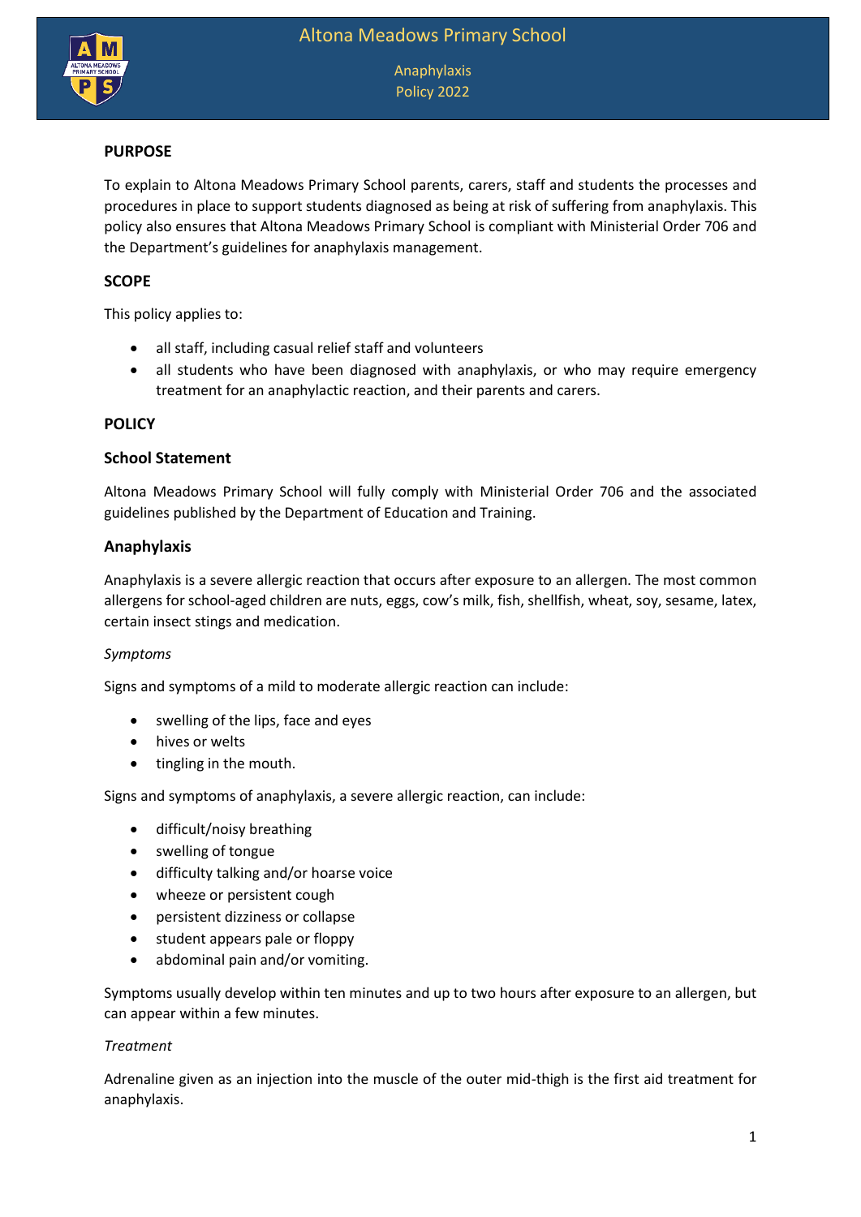# Altona Meadows Primary School

Anaphylaxis
Policy 2022

## PURPOSE

To explain to Altona Meadows Primary School parents, carers, staff and students the processes and procedures in place to support students diagnosed as being at risk of suffering from anaphylaxis. This policy also ensures that Altona Meadows Primary School is compliant with Ministerial Order 706 and the Department's guidelines for anaphylaxis management.

## SCOPE

This policy applies to:

- all staff, including casual relief staff and volunteers
- all students who have been diagnosed with anaphylaxis, or who may require emergency treatment for an anaphylactic reaction, and their parents and carers.

## POLICY

### School Statement

Altona Meadows Primary School will fully comply with Ministerial Order 706 and the associated guidelines published by the Department of Education and Training.

### Anaphylaxis

Anaphylaxis is a severe allergic reaction that occurs after exposure to an allergen. The most common allergens for school-aged children are nuts, eggs, cow's milk, fish, shellfish, wheat, soy, sesame, latex, certain insect stings and medication.

*Symptoms*

Signs and symptoms of a mild to moderate allergic reaction can include:

- swelling of the lips, face and eyes
- hives or welts
- tingling in the mouth.

Signs and symptoms of anaphylaxis, a severe allergic reaction, can include:

- difficult/noisy breathing
- swelling of tongue
- difficulty talking and/or hoarse voice
- wheeze or persistent cough
- persistent dizziness or collapse
- student appears pale or floppy
- abdominal pain and/or vomiting.

Symptoms usually develop within ten minutes and up to two hours after exposure to an allergen, but can appear within a few minutes.

*Treatment*

Adrenaline given as an injection into the muscle of the outer mid-thigh is the first aid treatment for anaphylaxis.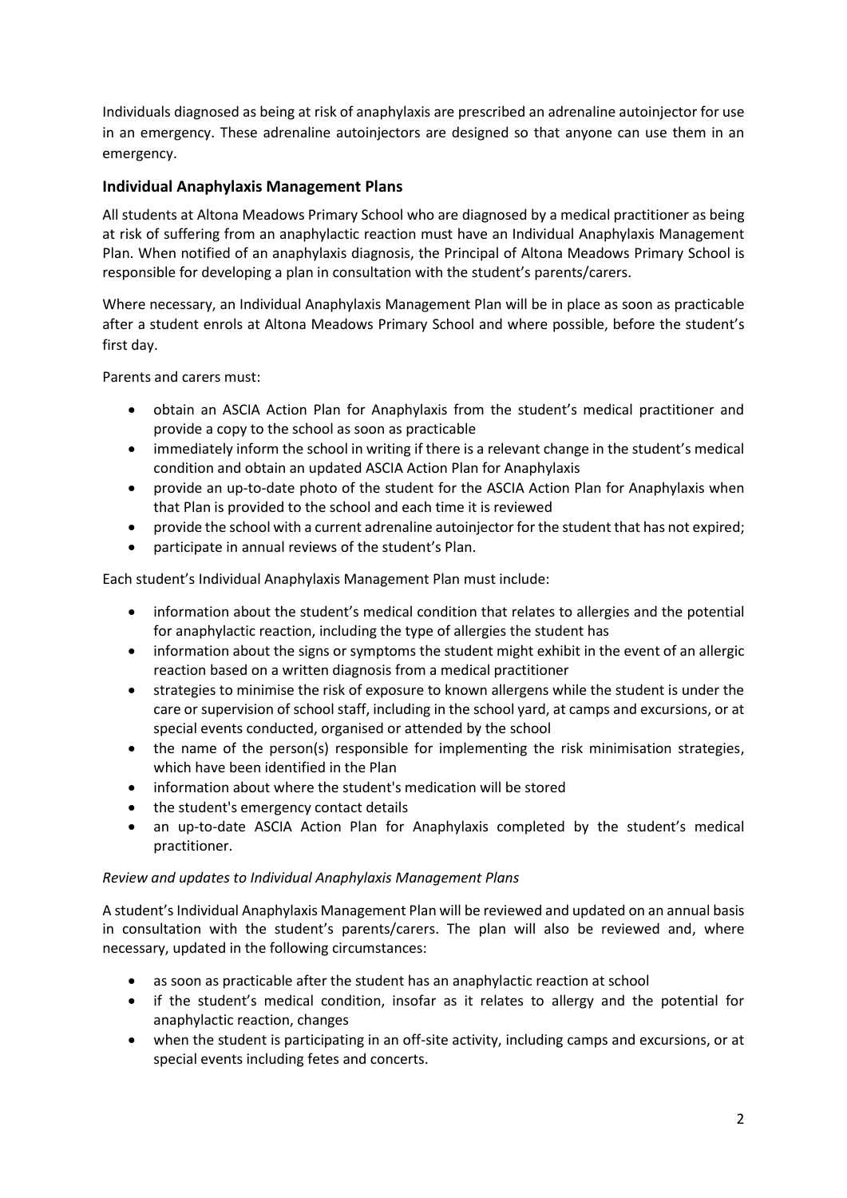Individuals diagnosed as being at risk of anaphylaxis are prescribed an adrenaline autoinjector for use in an emergency. These adrenaline autoinjectors are designed so that anyone can use them in an emergency.

### Individual Anaphylaxis Management Plans

All students at Altona Meadows Primary School who are diagnosed by a medical practitioner as being at risk of suffering from an anaphylactic reaction must have an Individual Anaphylaxis Management Plan. When notified of an anaphylaxis diagnosis, the Principal of Altona Meadows Primary School is responsible for developing a plan in consultation with the student's parents/carers.

Where necessary, an Individual Anaphylaxis Management Plan will be in place as soon as practicable after a student enrols at Altona Meadows Primary School and where possible, before the student's first day.

Parents and carers must:

- obtain an ASCIA Action Plan for Anaphylaxis from the student's medical practitioner and provide a copy to the school as soon as practicable
- immediately inform the school in writing if there is a relevant change in the student's medical condition and obtain an updated ASCIA Action Plan for Anaphylaxis
- provide an up-to-date photo of the student for the ASCIA Action Plan for Anaphylaxis when that Plan is provided to the school and each time it is reviewed
- provide the school with a current adrenaline autoinjector for the student that has not expired;
- participate in annual reviews of the student's Plan.

Each student's Individual Anaphylaxis Management Plan must include:

- information about the student's medical condition that relates to allergies and the potential for anaphylactic reaction, including the type of allergies the student has
- information about the signs or symptoms the student might exhibit in the event of an allergic reaction based on a written diagnosis from a medical practitioner
- strategies to minimise the risk of exposure to known allergens while the student is under the care or supervision of school staff, including in the school yard, at camps and excursions, or at special events conducted, organised or attended by the school
- the name of the person(s) responsible for implementing the risk minimisation strategies, which have been identified in the Plan
- information about where the student's medication will be stored
- the student's emergency contact details
- an up-to-date ASCIA Action Plan for Anaphylaxis completed by the student's medical practitioner.

*Review and updates to Individual Anaphylaxis Management Plans*

A student's Individual Anaphylaxis Management Plan will be reviewed and updated on an annual basis in consultation with the student's parents/carers. The plan will also be reviewed and, where necessary, updated in the following circumstances:

- as soon as practicable after the student has an anaphylactic reaction at school
- if the student's medical condition, insofar as it relates to allergy and the potential for anaphylactic reaction, changes
- when the student is participating in an off-site activity, including camps and excursions, or at special events including fetes and concerts.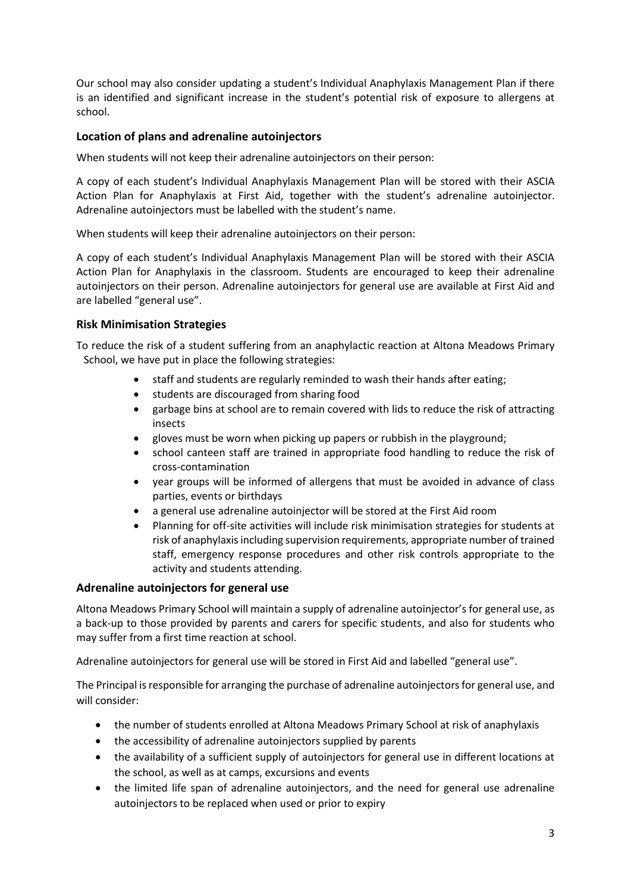Our school may also consider updating a student's Individual Anaphylaxis Management Plan if there is an identified and significant increase in the student's potential risk of exposure to allergens at school.

### Location of plans and adrenaline autoinjectors

When students will not keep their adrenaline autoinjectors on their person:

A copy of each student's Individual Anaphylaxis Management Plan will be stored with their ASCIA Action Plan for Anaphylaxis at First Aid, together with the student's adrenaline autoinjector. Adrenaline autoinjectors must be labelled with the student's name.

When students will keep their adrenaline autoinjectors on their person:

A copy of each student's Individual Anaphylaxis Management Plan will be stored with their ASCIA Action Plan for Anaphylaxis in the classroom. Students are encouraged to keep their adrenaline autoinjectors on their person. Adrenaline autoinjectors for general use are available at First Aid and are labelled "general use".

### Risk Minimisation Strategies

To reduce the risk of a student suffering from an anaphylactic reaction at Altona Meadows Primary School, we have put in place the following strategies:

- staff and students are regularly reminded to wash their hands after eating;
- students are discouraged from sharing food
- garbage bins at school are to remain covered with lids to reduce the risk of attracting insects
- gloves must be worn when picking up papers or rubbish in the playground;
- school canteen staff are trained in appropriate food handling to reduce the risk of cross-contamination
- year groups will be informed of allergens that must be avoided in advance of class parties, events or birthdays
- a general use adrenaline autoinjector will be stored at the First Aid room
- Planning for off-site activities will include risk minimisation strategies for students at risk of anaphylaxis including supervision requirements, appropriate number of trained staff, emergency response procedures and other risk controls appropriate to the activity and students attending.

### Adrenaline autoinjectors for general use

Altona Meadows Primary School will maintain a supply of adrenaline autoinjector's for general use, as a back-up to those provided by parents and carers for specific students, and also for students who may suffer from a first time reaction at school.

Adrenaline autoinjectors for general use will be stored in First Aid and labelled "general use".

The Principal is responsible for arranging the purchase of adrenaline autoinjectors for general use, and will consider:

- the number of students enrolled at Altona Meadows Primary School at risk of anaphylaxis
- the accessibility of adrenaline autoinjectors supplied by parents
- the availability of a sufficient supply of autoinjectors for general use in different locations at the school, as well as at camps, excursions and events
- the limited life span of adrenaline autoinjectors, and the need for general use adrenaline autoinjectors to be replaced when used or prior to expiry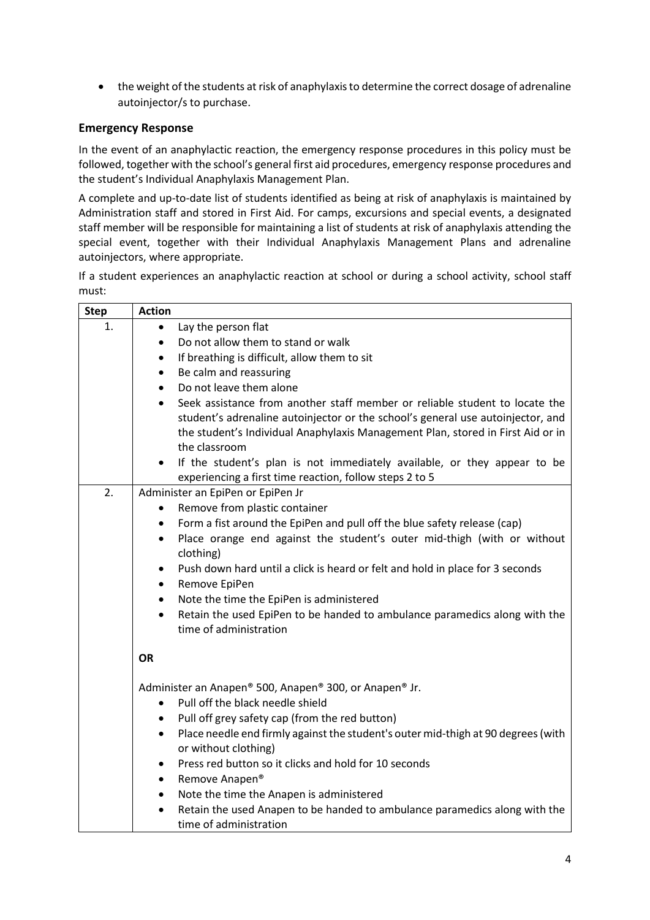- the weight of the students at risk of anaphylaxis to determine the correct dosage of adrenaline autoinjector/s to purchase.

## Emergency Response

In the event of an anaphylactic reaction, the emergency response procedures in this policy must be followed, together with the school's general first aid procedures, emergency response procedures and the student's Individual Anaphylaxis Management Plan.

A complete and up-to-date list of students identified as being at risk of anaphylaxis is maintained by Administration staff and stored in First Aid. For camps, excursions and special events, a designated staff member will be responsible for maintaining a list of students at risk of anaphylaxis attending the special event, together with their Individual Anaphylaxis Management Plans and adrenaline autoinjectors, where appropriate.

If a student experiences an anaphylactic reaction at school or during a school activity, school staff must:

| Step | Action |
|---|---|
| 1. | • Lay the person flat<br>• Do not allow them to stand or walk<br>• If breathing is difficult, allow them to sit<br>• Be calm and reassuring<br>• Do not leave them alone<br>• Seek assistance from another staff member or reliable student to locate the student's adrenaline autoinjector or the school's general use autoinjector, and the student's Individual Anaphylaxis Management Plan, stored in First Aid or in the classroom<br>• If the student's plan is not immediately available, or they appear to be experiencing a first time reaction, follow steps 2 to 5 |
| 2. | Administer an EpiPen or EpiPen Jr<br>• Remove from plastic container<br>• Form a fist around the EpiPen and pull off the blue safety release (cap)<br>• Place orange end against the student's outer mid-thigh (with or without clothing)<br>• Push down hard until a click is heard or felt and hold in place for 3 seconds<br>• Remove EpiPen<br>• Note the time the EpiPen is administered<br>• Retain the used EpiPen to be handed to ambulance paramedics along with the time of administration<br><br>**OR**<br><br>Administer an Anapen® 500, Anapen® 300, or Anapen® Jr.<br>• Pull off the black needle shield<br>• Pull off grey safety cap (from the red button)<br>• Place needle end firmly against the student's outer mid-thigh at 90 degrees (with or without clothing)<br>• Press red button so it clicks and hold for 10 seconds<br>• Remove Anapen®<br>• Note the time the Anapen is administered<br>• Retain the used Anapen to be handed to ambulance paramedics along with the time of administration |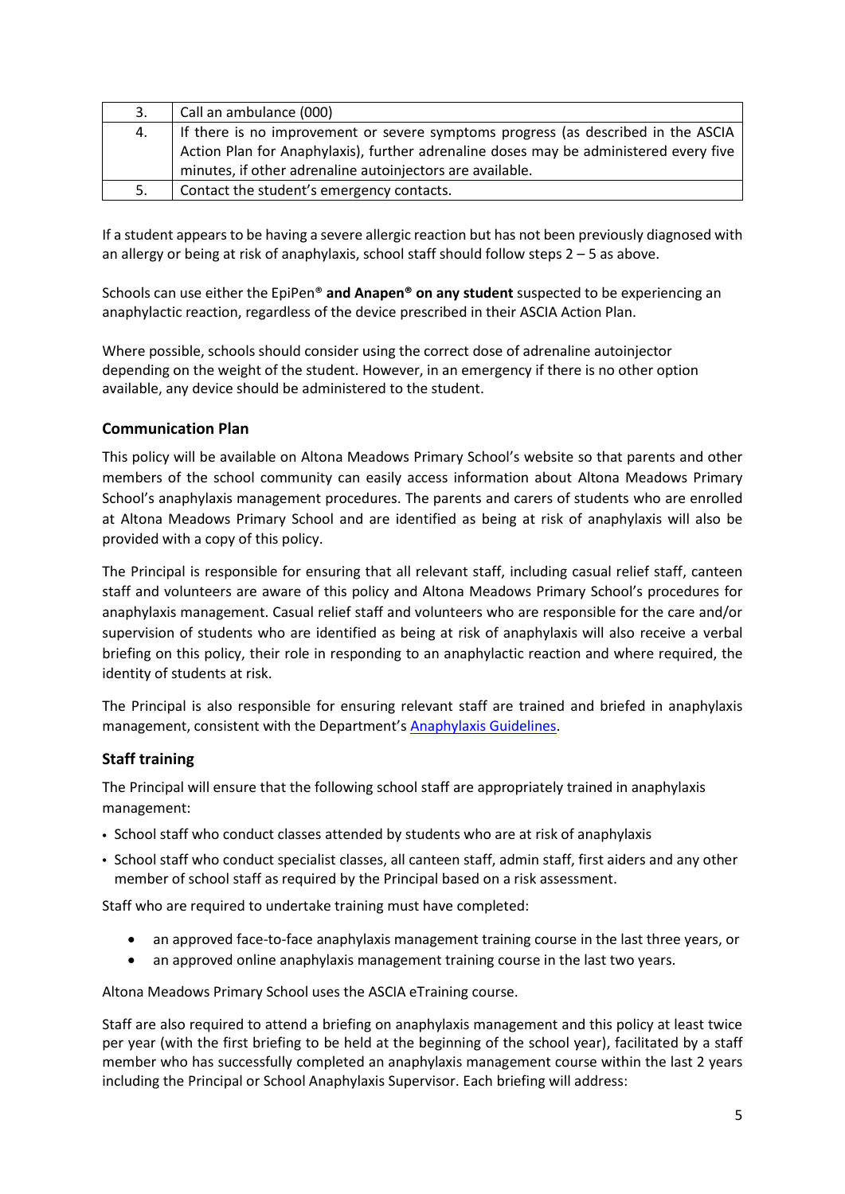| | |
|---|---|
| 3. | Call an ambulance (000) |
| 4. | If there is no improvement or severe symptoms progress (as described in the ASCIA Action Plan for Anaphylaxis), further adrenaline doses may be administered every five minutes, if other adrenaline autoinjectors are available. |
| 5. | Contact the student's emergency contacts. |

If a student appears to be having a severe allergic reaction but has not been previously diagnosed with an allergy or being at risk of anaphylaxis, school staff should follow steps 2 – 5 as above.

Schools can use either the EpiPen® **and Anapen® on any student** suspected to be experiencing an anaphylactic reaction, regardless of the device prescribed in their ASCIA Action Plan.

Where possible, schools should consider using the correct dose of adrenaline autoinjector depending on the weight of the student. However, in an emergency if there is no other option available, any device should be administered to the student.

### Communication Plan

This policy will be available on Altona Meadows Primary School's website so that parents and other members of the school community can easily access information about Altona Meadows Primary School's anaphylaxis management procedures. The parents and carers of students who are enrolled at Altona Meadows Primary School and are identified as being at risk of anaphylaxis will also be provided with a copy of this policy.

The Principal is responsible for ensuring that all relevant staff, including casual relief staff, canteen staff and volunteers are aware of this policy and Altona Meadows Primary School's procedures for anaphylaxis management. Casual relief staff and volunteers who are responsible for the care and/or supervision of students who are identified as being at risk of anaphylaxis will also receive a verbal briefing on this policy, their role in responding to an anaphylactic reaction and where required, the identity of students at risk.

The Principal is also responsible for ensuring relevant staff are trained and briefed in anaphylaxis management, consistent with the Department's Anaphylaxis Guidelines.

### Staff training

The Principal will ensure that the following school staff are appropriately trained in anaphylaxis management:

- School staff who conduct classes attended by students who are at risk of anaphylaxis
- School staff who conduct specialist classes, all canteen staff, admin staff, first aiders and any other member of school staff as required by the Principal based on a risk assessment.

Staff who are required to undertake training must have completed:

- an approved face-to-face anaphylaxis management training course in the last three years, or
- an approved online anaphylaxis management training course in the last two years.

Altona Meadows Primary School uses the ASCIA eTraining course.

Staff are also required to attend a briefing on anaphylaxis management and this policy at least twice per year (with the first briefing to be held at the beginning of the school year), facilitated by a staff member who has successfully completed an anaphylaxis management course within the last 2 years including the Principal or School Anaphylaxis Supervisor. Each briefing will address: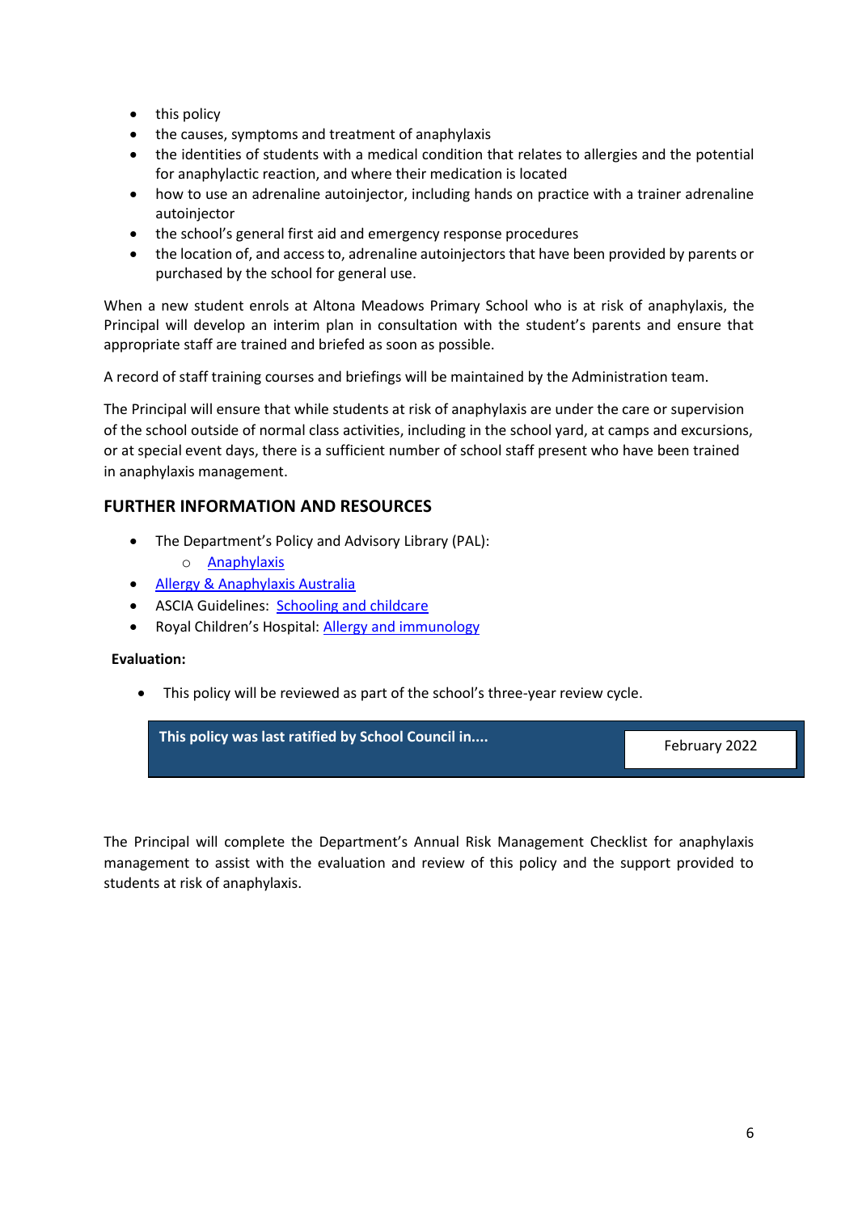- this policy
- the causes, symptoms and treatment of anaphylaxis
- the identities of students with a medical condition that relates to allergies and the potential for anaphylactic reaction, and where their medication is located
- how to use an adrenaline autoinjector, including hands on practice with a trainer adrenaline autoinjector
- the school's general first aid and emergency response procedures
- the location of, and access to, adrenaline autoinjectors that have been provided by parents or purchased by the school for general use.

When a new student enrols at Altona Meadows Primary School who is at risk of anaphylaxis, the Principal will develop an interim plan in consultation with the student's parents and ensure that appropriate staff are trained and briefed as soon as possible.

A record of staff training courses and briefings will be maintained by the Administration team.

The Principal will ensure that while students at risk of anaphylaxis are under the care or supervision of the school outside of normal class activities, including in the school yard, at camps and excursions, or at special event days, there is a sufficient number of school staff present who have been trained in anaphylaxis management.

## FURTHER INFORMATION AND RESOURCES

- The Department's Policy and Advisory Library (PAL):
  - Anaphylaxis
- Allergy & Anaphylaxis Australia
- ASCIA Guidelines: Schooling and childcare
- Royal Children's Hospital: Allergy and immunology

**Evaluation:**

- This policy will be reviewed as part of the school's three-year review cycle.

| | |
|---|---|
| **This policy was last ratified by School Council in....** | February 2022 |

The Principal will complete the Department's Annual Risk Management Checklist for anaphylaxis management to assist with the evaluation and review of this policy and the support provided to students at risk of anaphylaxis.